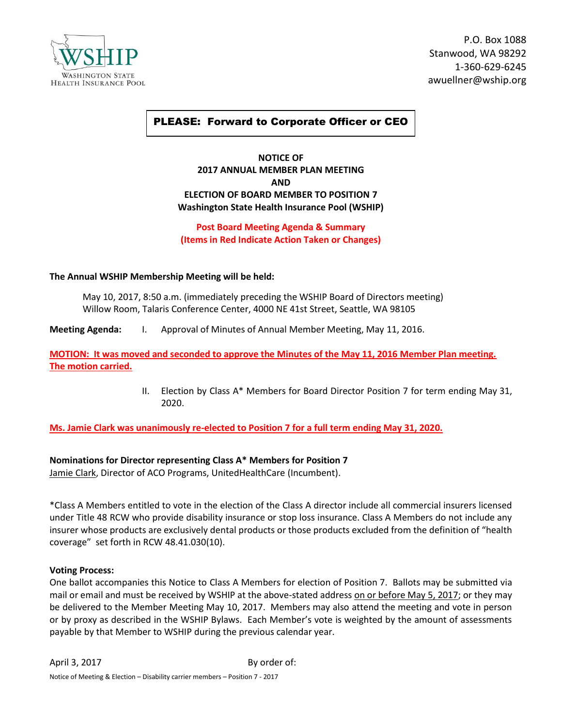WSHIP
WASHINGTON STATE
HEALTH INSURANCE POOL

P.O. Box 1088
Stanwood, WA 98292
1-360-629-6245
awuellner@wship.org

**PLEASE: Forward to Corporate Officer or CEO**

**NOTICE OF**
**2017 ANNUAL MEMBER PLAN MEETING**
**AND**
**ELECTION OF BOARD MEMBER TO POSITION 7**
**Washington State Health Insurance Pool (WSHIP)**

**Post Board Meeting Agenda & Summary**
**(Items in Red Indicate Action Taken or Changes)**

**The Annual WSHIP Membership Meeting will be held:**

May 10, 2017, 8:50 a.m. (immediately preceding the WSHIP Board of Directors meeting)
Willow Room, Talaris Conference Center, 4000 NE 41st Street, Seattle, WA 98105

**Meeting Agenda:** I. Approval of Minutes of Annual Member Meeting, May 11, 2016.

**MOTION: It was moved and seconded to approve the Minutes of the May 11, 2016 Member Plan meeting. The motion carried.**

II. Election by Class A* Members for Board Director Position 7 for term ending May 31, 2020.

**Ms. Jamie Clark was unanimously re-elected to Position 7 for a full term ending May 31, 2020.**

**Nominations for Director representing Class A* Members for Position 7**
Jamie Clark, Director of ACO Programs, UnitedHealthCare (Incumbent).

*Class A Members entitled to vote in the election of the Class A director include all commercial insurers licensed under Title 48 RCW who provide disability insurance or stop loss insurance. Class A Members do not include any insurer whose products are exclusively dental products or those products excluded from the definition of "health coverage" set forth in RCW 48.41.030(10).

**Voting Process:**
One ballot accompanies this Notice to Class A Members for election of Position 7. Ballots may be submitted via mail or email and must be received by WSHIP at the above-stated address on or before May 5, 2017; or they may be delivered to the Member Meeting May 10, 2017. Members may also attend the meeting and vote in person or by proxy as described in the WSHIP Bylaws. Each Member's vote is weighted by the amount of assessments payable by that Member to WSHIP during the previous calendar year.

April 3, 2017 By order of: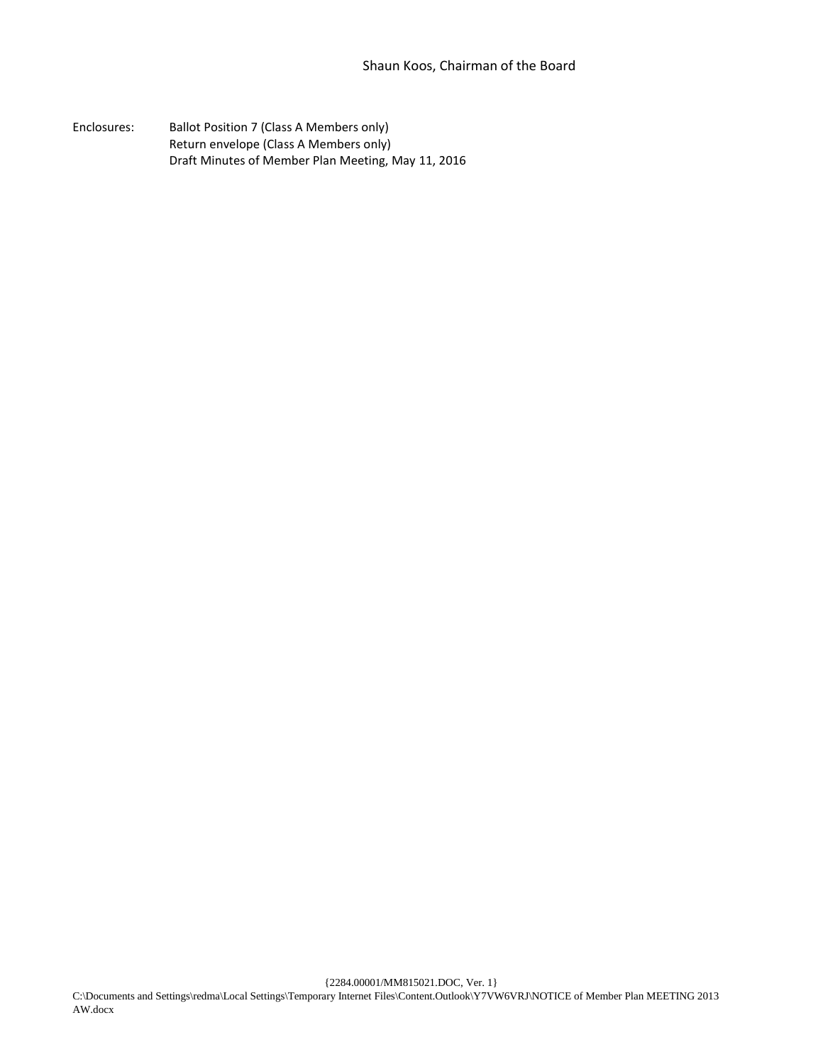Shaun Koos, Chairman of the Board

Enclosures: Ballot Position 7 (Class A Members only)
Return envelope (Class A Members only)
Draft Minutes of Member Plan Meeting, May 11, 2016